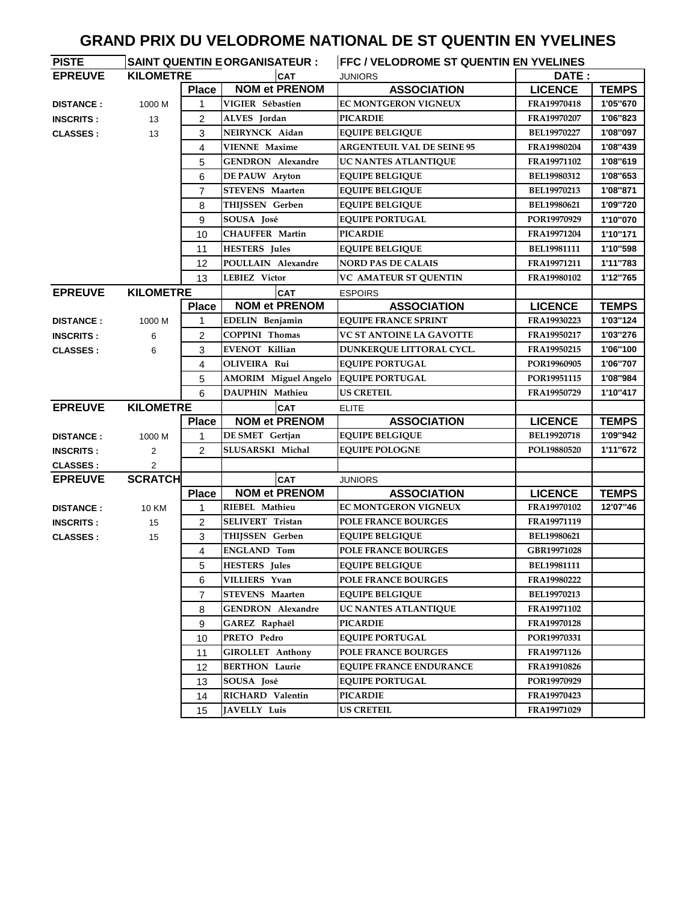# GRAND PRIX DU VELODROME NATIONAL DE ST QUENTIN EN YVELINES

| PISTE | SAINT QUENTIN E | ORGANISATEUR : | | FFC / VELODROME ST QUENTIN EN YVELINES | | |
|---|---|---|---|---|---|---|
| **EPREUVE** | **KILOMETRE** | | **CAT** | JUNIORS | **DATE :** | |
| | | **Place** | **NOM et PRENOM** | **ASSOCIATION** | **LICENCE** | **TEMPS** |
| **DISTANCE :** | 1000 M | 1 | VIGIER Sébastien | EC MONTGERON VIGNEUX | FRA19970418 | 1'05"670 |
| **INSCRITS :** | 13 | 2 | ALVES Jordan | PICARDIE | FRA19970207 | 1'06"823 |
| **CLASSES :** | 13 | 3 | NEIRYNCK Aidan | EQUIPE BELGIQUE | BEL19970227 | 1'08"097 |
| | | 4 | VIENNE Maxime | ARGENTEUIL VAL DE SEINE 95 | FRA19980204 | 1'08"439 |
| | | 5 | GENDRON Alexandre | UC NANTES ATLANTIQUE | FRA19971102 | 1'08"619 |
| | | 6 | DE PAUW Aryton | EQUIPE BELGIQUE | BEL19980312 | 1'08"653 |
| | | 7 | STEVENS Maarten | EQUIPE BELGIQUE | BEL19970213 | 1'08"871 |
| | | 8 | THIJSSEN Gerben | EQUIPE BELGIQUE | BEL19980621 | 1'09"720 |
| | | 9 | SOUSA José | EQUIPE PORTUGAL | POR19970929 | 1'10"070 |
| | | 10 | CHAUFFER Martin | PICARDIE | FRA19971204 | 1'10"171 |
| | | 11 | HESTERS Jules | EQUIPE BELGIQUE | BEL19981111 | 1'10"598 |
| | | 12 | POULLAIN Alexandre | NORD PAS DE CALAIS | FRA19971211 | 1'11"783 |
| | | 13 | LEBIEZ Victor | VC AMATEUR ST QUENTIN | FRA19980102 | 1'12"765 |
| **EPREUVE** | **KILOMETRE** | | **CAT** | ESPOIRS | | |
| | | **Place** | **NOM et PRENOM** | **ASSOCIATION** | **LICENCE** | **TEMPS** |
| **DISTANCE :** | 1000 M | 1 | EDELIN Benjamin | EQUIPE FRANCE SPRINT | FRA19930223 | 1'03"124 |
| **INSCRITS :** | 6 | 2 | COPPINI Thomas | VC ST ANTOINE LA GAVOTTE | FRA19950217 | 1'03"276 |
| **CLASSES :** | 6 | 3 | EVENOT Killian | DUNKERQUE LITTORAL CYCL. | FRA19950215 | 1'06"100 |
| | | 4 | OLIVEIRA Rui | EQUIPE PORTUGAL | POR19960905 | 1'06"707 |
| | | 5 | AMORIM Miguel Angelo | EQUIPE PORTUGAL | POR19951115 | 1'08"984 |
| | | 6 | DAUPHIN Mathieu | US CRETEIL | FRA19950729 | 1'10"417 |
| **EPREUVE** | **KILOMETRE** | | **CAT** | ELITE | | |
| | | **Place** | **NOM et PRENOM** | **ASSOCIATION** | **LICENCE** | **TEMPS** |
| **DISTANCE :** | 1000 M | 1 | DE SMET Gertjan | EQUIPE BELGIQUE | BEL19920718 | 1'09"942 |
| **INSCRITS :** | 2 | 2 | SLUSARSKI Michal | EQUIPE POLOGNE | POL19880520 | 1'11"672 |
| **CLASSES :** | 2 | | | | | |
| **EPREUVE** | **SCRATCH** | | **CAT** | JUNIORS | | |
| | | **Place** | **NOM et PRENOM** | **ASSOCIATION** | **LICENCE** | **TEMPS** |
| **DISTANCE :** | 10 KM | 1 | RIEBEL Mathieu | EC MONTGERON VIGNEUX | FRA19970102 | 12'07"46 |
| **INSCRITS :** | 15 | 2 | SELIVERT Tristan | POLE FRANCE BOURGES | FRA19971119 | |
| **CLASSES :** | 15 | 3 | THIJSSEN Gerben | EQUIPE BELGIQUE | BEL19980621 | |
| | | 4 | ENGLAND Tom | POLE FRANCE BOURGES | GBR19971028 | |
| | | 5 | HESTERS Jules | EQUIPE BELGIQUE | BEL19981111 | |
| | | 6 | VILLIERS Yvan | POLE FRANCE BOURGES | FRA19980222 | |
| | | 7 | STEVENS Maarten | EQUIPE BELGIQUE | BEL19970213 | |
| | | 8 | GENDRON Alexandre | UC NANTES ATLANTIQUE | FRA19971102 | |
| | | 9 | GAREZ Raphaël | PICARDIE | FRA19970128 | |
| | | 10 | PRETO Pedro | EQUIPE PORTUGAL | POR19970331 | |
| | | 11 | GIROLLET Anthony | POLE FRANCE BOURGES | FRA19971126 | |
| | | 12 | BERTHON Laurie | EQUIPE FRANCE ENDURANCE | FRA19910826 | |
| | | 13 | SOUSA José | EQUIPE PORTUGAL | POR19970929 | |
| | | 14 | RICHARD Valentin | PICARDIE | FRA19970423 | |
| | | 15 | JAVELLY Luis | US CRETEIL | FRA19971029 | |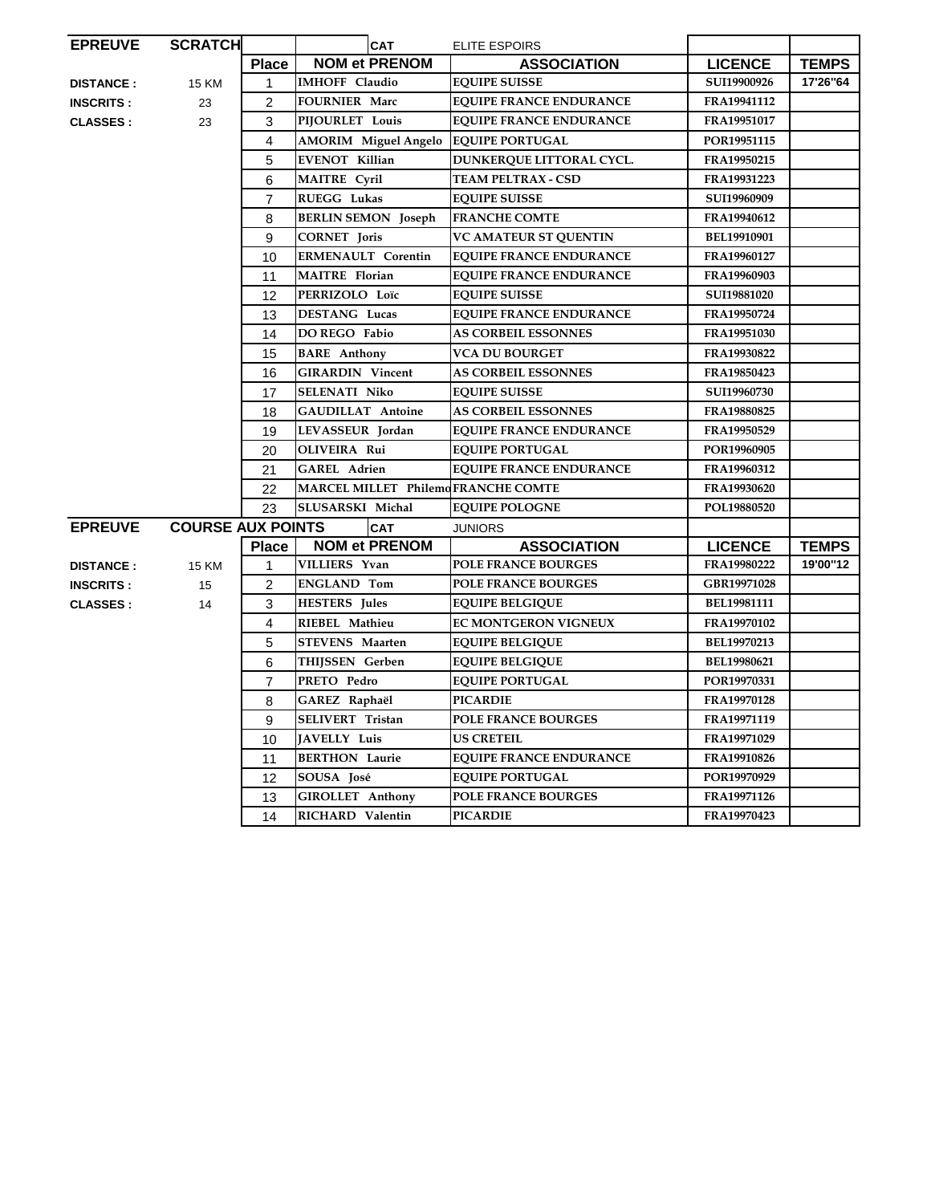| EPREUVE | SCRATCH | | | CAT | ELITE ESPOIRS | |
|---|---|---|---|---|---|---|
| | | Place | NOM et PRENOM | | ASSOCIATION | LICENCE | TEMPS |
| DISTANCE : | 15 KM | 1 | IMHOFF Claudio | | EQUIPE SUISSE | SUI19900926 | 17'26"64 |
| INSCRITS : | 23 | 2 | FOURNIER Marc | | EQUIPE FRANCE ENDURANCE | FRA19941112 | |
| CLASSES : | 23 | 3 | PIJOURLET Louis | | EQUIPE FRANCE ENDURANCE | FRA19951017 | |
| | | 4 | AMORIM Miguel Angelo | | EQUIPE PORTUGAL | POR19951115 | |
| | | 5 | EVENOT Killian | | DUNKERQUE LITTORAL CYCL. | FRA19950215 | |
| | | 6 | MAITRE Cyril | | TEAM PELTRAX - CSD | FRA19931223 | |
| | | 7 | RUEGG Lukas | | EQUIPE SUISSE | SUI19960909 | |
| | | 8 | BERLIN SEMON Joseph | | FRANCHE COMTE | FRA19940612 | |
| | | 9 | CORNET Joris | | VC AMATEUR ST QUENTIN | BEL19910901 | |
| | | 10 | ERMENAULT Corentin | | EQUIPE FRANCE ENDURANCE | FRA19960127 | |
| | | 11 | MAITRE Florian | | EQUIPE FRANCE ENDURANCE | FRA19960903 | |
| | | 12 | PERRIZOLO Loïc | | EQUIPE SUISSE | SUI19881020 | |
| | | 13 | DESTANG Lucas | | EQUIPE FRANCE ENDURANCE | FRA19950724 | |
| | | 14 | DO REGO Fabio | | AS CORBEIL ESSONNES | FRA19951030 | |
| | | 15 | BARE Anthony | | VCA DU BOURGET | FRA19930822 | |
| | | 16 | GIRARDIN Vincent | | AS CORBEIL ESSONNES | FRA19850423 | |
| | | 17 | SELENATI Niko | | EQUIPE SUISSE | SUI19960730 | |
| | | 18 | GAUDILLAT Antoine | | AS CORBEIL ESSONNES | FRA19880825 | |
| | | 19 | LEVASSEUR Jordan | | EQUIPE FRANCE ENDURANCE | FRA19950529 | |
| | | 20 | OLIVEIRA Rui | | EQUIPE PORTUGAL | POR19960905 | |
| | | 21 | GAREL Adrien | | EQUIPE FRANCE ENDURANCE | FRA19960312 | |
| | | 22 | MARCEL MILLET Philemo | | FRANCHE COMTE | FRA19930620 | |
| | | 23 | SLUSARSKI Michal | | EQUIPE POLOGNE | POL19880520 | |

| EPREUVE | COURSE AUX POINTS | | | CAT | JUNIORS | | |
|---|---|---|---|---|---|---|---|
| | | Place | NOM et PRENOM | | ASSOCIATION | LICENCE | TEMPS |
| DISTANCE : | 15 KM | 1 | VILLIERS Yvan | | POLE FRANCE BOURGES | FRA19980222 | 19'00"12 |
| INSCRITS : | 15 | 2 | ENGLAND Tom | | POLE FRANCE BOURGES | GBR19971028 | |
| CLASSES : | 14 | 3 | HESTERS Jules | | EQUIPE BELGIQUE | BEL19981111 | |
| | | 4 | RIEBEL Mathieu | | EC MONTGERON VIGNEUX | FRA19970102 | |
| | | 5 | STEVENS Maarten | | EQUIPE BELGIQUE | BEL19970213 | |
| | | 6 | THIJSSEN Gerben | | EQUIPE BELGIQUE | BEL19980621 | |
| | | 7 | PRETO Pedro | | EQUIPE PORTUGAL | POR19970331 | |
| | | 8 | GAREZ Raphaël | | PICARDIE | FRA19970128 | |
| | | 9 | SELIVERT Tristan | | POLE FRANCE BOURGES | FRA19971119 | |
| | | 10 | JAVELLY Luis | | US CRETEIL | FRA19971029 | |
| | | 11 | BERTHON Laurie | | EQUIPE FRANCE ENDURANCE | FRA19910826 | |
| | | 12 | SOUSA José | | EQUIPE PORTUGAL | POR19970929 | |
| | | 13 | GIROLLET Anthony | | POLE FRANCE BOURGES | FRA19971126 | |
| | | 14 | RICHARD Valentin | | PICARDIE | FRA19970423 | |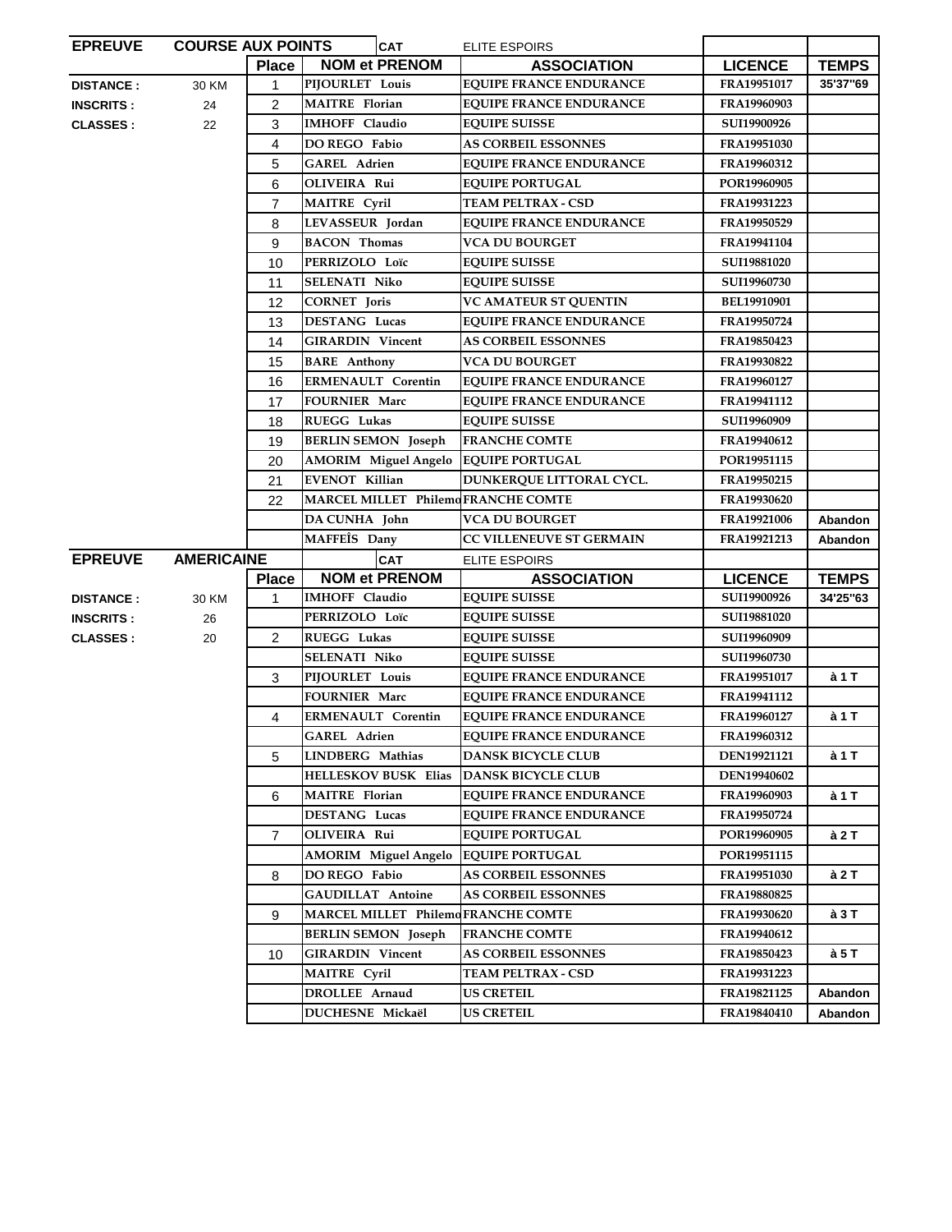| EPREUVE | COURSE AUX POINTS | | CAT | ELITE ESPOIRS | | |
|---|---|---|---|---|---|---|
| | | **Place** | **NOM et PRENOM** | **ASSOCIATION** | **LICENCE** | **TEMPS** |
| **DISTANCE :** | 30 KM | 1 | PIJOURLET Louis | EQUIPE FRANCE ENDURANCE | FRA19951017 | 35'37''69 |
| **INSCRITS :** | 24 | 2 | MAITRE Florian | EQUIPE FRANCE ENDURANCE | FRA19960903 | |
| **CLASSES :** | 22 | 3 | IMHOFF Claudio | EQUIPE SUISSE | SUI19900926 | |
| | | 4 | DO REGO Fabio | AS CORBEIL ESSONNES | FRA19951030 | |
| | | 5 | GAREL Adrien | EQUIPE FRANCE ENDURANCE | FRA19960312 | |
| | | 6 | OLIVEIRA Rui | EQUIPE PORTUGAL | POR19960905 | |
| | | 7 | MAITRE Cyril | TEAM PELTRAX - CSD | FRA19931223 | |
| | | 8 | LEVASSEUR Jordan | EQUIPE FRANCE ENDURANCE | FRA19950529 | |
| | | 9 | BACON Thomas | VCA DU BOURGET | FRA19941104 | |
| | | 10 | PERRIZOLO Loïc | EQUIPE SUISSE | SUI19881020 | |
| | | 11 | SELENATI Niko | EQUIPE SUISSE | SUI19960730 | |
| | | 12 | CORNET Joris | VC AMATEUR ST QUENTIN | BEL19910901 | |
| | | 13 | DESTANG Lucas | EQUIPE FRANCE ENDURANCE | FRA19950724 | |
| | | 14 | GIRARDIN Vincent | AS CORBEIL ESSONNES | FRA19850423 | |
| | | 15 | BARE Anthony | VCA DU BOURGET | FRA19930822 | |
| | | 16 | ERMENAULT Corentin | EQUIPE FRANCE ENDURANCE | FRA19960127 | |
| | | 17 | FOURNIER Marc | EQUIPE FRANCE ENDURANCE | FRA19941112 | |
| | | 18 | RUEGG Lukas | EQUIPE SUISSE | SUI19960909 | |
| | | 19 | BERLIN SEMON Joseph | FRANCHE COMTE | FRA19940612 | |
| | | 20 | AMORIM Miguel Angelo | EQUIPE PORTUGAL | POR19951115 | |
| | | 21 | EVENOT Killian | DUNKERQUE LITTORAL CYCL. | FRA19950215 | |
| | | 22 | MARCEL MILLET Philemo | FRANCHE COMTE | FRA19930620 | |
| | | | DA CUNHA John | VCA DU BOURGET | FRA19921006 | Abandon |
| | | | MAFFEÏS Dany | CC VILLENEUVE ST GERMAIN | FRA19921213 | Abandon |

| EPREUVE | AMERICAINE | | CAT | ELITE ESPOIRS | | |
|---|---|---|---|---|---|---|
| | | **Place** | **NOM et PRENOM** | **ASSOCIATION** | **LICENCE** | **TEMPS** |
| **DISTANCE :** | 30 KM | 1 | IMHOFF Claudio | EQUIPE SUISSE | SUI19900926 | 34'25''63 |
| **INSCRITS :** | 26 | | PERRIZOLO Loïc | EQUIPE SUISSE | SUI19881020 | |
| **CLASSES :** | 20 | 2 | RUEGG Lukas | EQUIPE SUISSE | SUI19960909 | |
| | | | SELENATI Niko | EQUIPE SUISSE | SUI19960730 | |
| | | 3 | PIJOURLET Louis | EQUIPE FRANCE ENDURANCE | FRA19951017 | à 1 T |
| | | | FOURNIER Marc | EQUIPE FRANCE ENDURANCE | FRA19941112 | |
| | | 4 | ERMENAULT Corentin | EQUIPE FRANCE ENDURANCE | FRA19960127 | à 1 T |
| | | | GAREL Adrien | EQUIPE FRANCE ENDURANCE | FRA19960312 | |
| | | 5 | LINDBERG Mathias | DANSK BICYCLE CLUB | DEN19921121 | à 1 T |
| | | | HELLESKOV BUSK Elias | DANSK BICYCLE CLUB | DEN19940602 | |
| | | 6 | MAITRE Florian | EQUIPE FRANCE ENDURANCE | FRA19960903 | à 1 T |
| | | | DESTANG Lucas | EQUIPE FRANCE ENDURANCE | FRA19950724 | |
| | | 7 | OLIVEIRA Rui | EQUIPE PORTUGAL | POR19960905 | à 2 T |
| | | | AMORIM Miguel Angelo | EQUIPE PORTUGAL | POR19951115 | |
| | | 8 | DO REGO Fabio | AS CORBEIL ESSONNES | FRA19951030 | à 2 T |
| | | | GAUDILLAT Antoine | AS CORBEIL ESSONNES | FRA19880825 | |
| | | 9 | MARCEL MILLET Philemo | FRANCHE COMTE | FRA19930620 | à 3 T |
| | | | BERLIN SEMON Joseph | FRANCHE COMTE | FRA19940612 | |
| | | 10 | GIRARDIN Vincent | AS CORBEIL ESSONNES | FRA19850423 | à 5 T |
| | | | MAITRE Cyril | TEAM PELTRAX - CSD | FRA19931223 | |
| | | | DROLLEE Arnaud | US CRETEIL | FRA19821125 | Abandon |
| | | | DUCHESNE Mickaël | US CRETEIL | FRA19840410 | Abandon |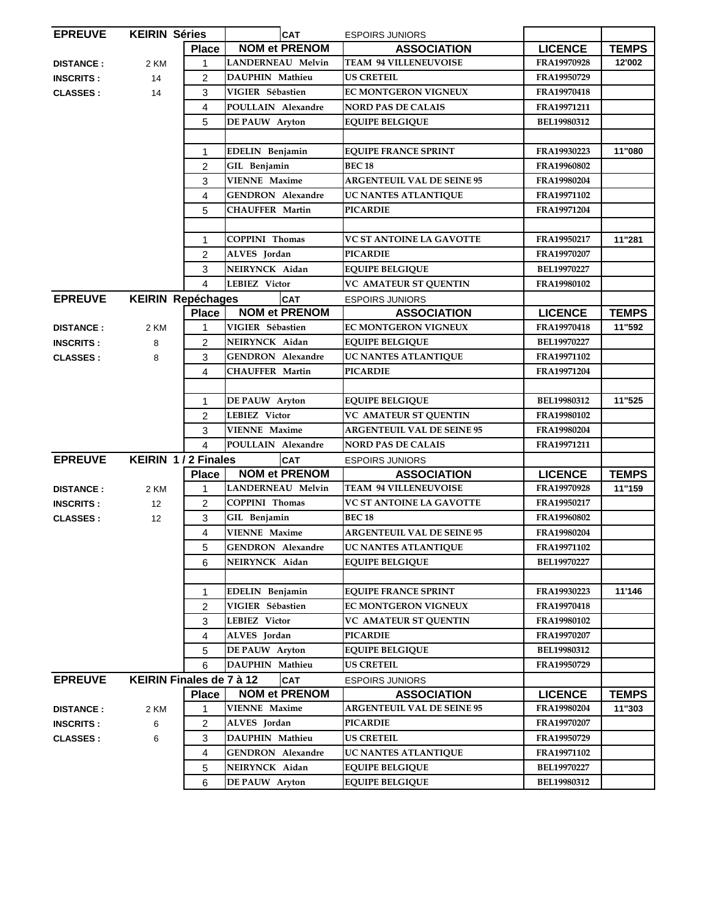| EPREUVE | KEIRIN Séries | | CAT | ESPOIRS JUNIORS | | |
|---|---|---|---|---|---|---|
| | | Place | NOM et PRENOM | ASSOCIATION | LICENCE | TEMPS |
| DISTANCE : | 2 KM | 1 | LANDERNEAU Melvin | TEAM 94 VILLENEUVOISE | FRA19970928 | 12'002 |
| INSCRITS : | 14 | 2 | DAUPHIN Mathieu | US CRETEIL | FRA19950729 | |
| CLASSES : | 14 | 3 | VIGIER Sébastien | EC MONTGERON VIGNEUX | FRA19970418 | |
| | | 4 | POULLAIN Alexandre | NORD PAS DE CALAIS | FRA19971211 | |
| | | 5 | DE PAUW Aryton | EQUIPE BELGIQUE | BEL19980312 | |
| | | | | | | |
| | | 1 | EDELIN Benjamin | EQUIPE FRANCE SPRINT | FRA19930223 | 11"080 |
| | | 2 | GIL Benjamin | BEC 18 | FRA19960802 | |
| | | 3 | VIENNE Maxime | ARGENTEUIL VAL DE SEINE 95 | FRA19980204 | |
| | | 4 | GENDRON Alexandre | UC NANTES ATLANTIQUE | FRA19971102 | |
| | | 5 | CHAUFFER Martin | PICARDIE | FRA19971204 | |
| | | | | | | |
| | | 1 | COPPINI Thomas | VC ST ANTOINE LA GAVOTTE | FRA19950217 | 11"281 |
| | | 2 | ALVES Jordan | PICARDIE | FRA19970207 | |
| | | 3 | NEIRYNCK Aidan | EQUIPE BELGIQUE | BEL19970227 | |
| | | 4 | LEBIEZ Victor | VC AMATEUR ST QUENTIN | FRA19980102 | |

| EPREUVE | KEIRIN Repéchages | | CAT | ESPOIRS JUNIORS | | |
|---|---|---|---|---|---|---|
| | | Place | NOM et PRENOM | ASSOCIATION | LICENCE | TEMPS |
| DISTANCE : | 2 KM | 1 | VIGIER Sébastien | EC MONTGERON VIGNEUX | FRA19970418 | 11"592 |
| INSCRITS : | 8 | 2 | NEIRYNCK Aidan | EQUIPE BELGIQUE | BEL19970227 | |
| CLASSES : | 8 | 3 | GENDRON Alexandre | UC NANTES ATLANTIQUE | FRA19971102 | |
| | | 4 | CHAUFFER Martin | PICARDIE | FRA19971204 | |
| | | | | | | |
| | | 1 | DE PAUW Aryton | EQUIPE BELGIQUE | BEL19980312 | 11"525 |
| | | 2 | LEBIEZ Victor | VC AMATEUR ST QUENTIN | FRA19980102 | |
| | | 3 | VIENNE Maxime | ARGENTEUIL VAL DE SEINE 95 | FRA19980204 | |
| | | 4 | POULLAIN Alexandre | NORD PAS DE CALAIS | FRA19971211 | |

| EPREUVE | KEIRIN 1 / 2 Finales | | CAT | ESPOIRS JUNIORS | | |
|---|---|---|---|---|---|---|
| | | Place | NOM et PRENOM | ASSOCIATION | LICENCE | TEMPS |
| DISTANCE : | 2 KM | 1 | LANDERNEAU Melvin | TEAM 94 VILLENEUVOISE | FRA19970928 | 11"159 |
| INSCRITS : | 12 | 2 | COPPINI Thomas | VC ST ANTOINE LA GAVOTTE | FRA19950217 | |
| CLASSES : | 12 | 3 | GIL Benjamin | BEC 18 | FRA19960802 | |
| | | 4 | VIENNE Maxime | ARGENTEUIL VAL DE SEINE 95 | FRA19980204 | |
| | | 5 | GENDRON Alexandre | UC NANTES ATLANTIQUE | FRA19971102 | |
| | | 6 | NEIRYNCK Aidan | EQUIPE BELGIQUE | BEL19970227 | |
| | | | | | | |
| | | 1 | EDELIN Benjamin | EQUIPE FRANCE SPRINT | FRA19930223 | 11'146 |
| | | 2 | VIGIER Sébastien | EC MONTGERON VIGNEUX | FRA19970418 | |
| | | 3 | LEBIEZ Victor | VC AMATEUR ST QUENTIN | FRA19980102 | |
| | | 4 | ALVES Jordan | PICARDIE | FRA19970207 | |
| | | 5 | DE PAUW Aryton | EQUIPE BELGIQUE | BEL19980312 | |
| | | 6 | DAUPHIN Mathieu | US CRETEIL | FRA19950729 | |

| EPREUVE | KEIRIN Finales de 7 à 12 | | CAT | ESPOIRS JUNIORS | | |
|---|---|---|---|---|---|---|
| | | Place | NOM et PRENOM | ASSOCIATION | LICENCE | TEMPS |
| DISTANCE : | 2 KM | 1 | VIENNE Maxime | ARGENTEUIL VAL DE SEINE 95 | FRA19980204 | 11"303 |
| INSCRITS : | 6 | 2 | ALVES Jordan | PICARDIE | FRA19970207 | |
| CLASSES : | 6 | 3 | DAUPHIN Mathieu | US CRETEIL | FRA19950729 | |
| | | 4 | GENDRON Alexandre | UC NANTES ATLANTIQUE | FRA19971102 | |
| | | 5 | NEIRYNCK Aidan | EQUIPE BELGIQUE | BEL19970227 | |
| | | 6 | DE PAUW Aryton | EQUIPE BELGIQUE | BEL19980312 | |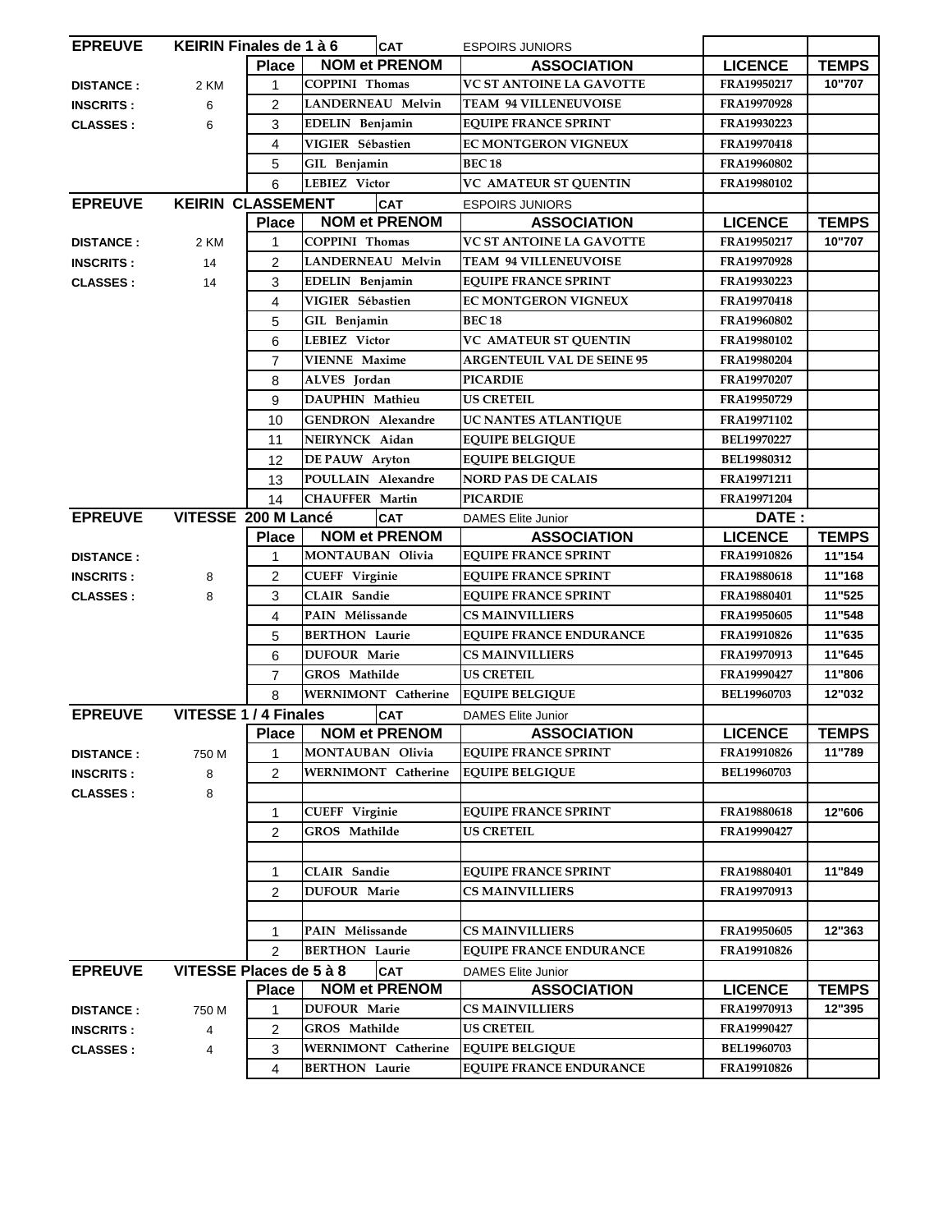| EPREUVE | KEIRIN Finales de 1 à 6 | CAT | ESPOIRS JUNIORS | | |
|---|---|---|---|---|---|
| | Place | NOM et PRENOM | ASSOCIATION | LICENCE | TEMPS |
| DISTANCE : 2 KM | 1 | COPPINI Thomas | VC ST ANTOINE LA GAVOTTE | FRA19950217 | 10"707 |
| INSCRITS : 6 | 2 | LANDERNEAU Melvin | TEAM 94 VILLENEUVOISE | FRA19970928 | |
| CLASSES : 6 | 3 | EDELIN Benjamin | EQUIPE FRANCE SPRINT | FRA19930223 | |
| | 4 | VIGIER Sébastien | EC MONTGERON VIGNEUX | FRA19970418 | |
| | 5 | GIL Benjamin | BEC 18 | FRA19960802 | |
| | 6 | LEBIEZ Victor | VC AMATEUR ST QUENTIN | FRA19980102 | |

| EPREUVE | KEIRIN CLASSEMENT | CAT | ESPOIRS JUNIORS | | |
|---|---|---|---|---|---|
| | Place | NOM et PRENOM | ASSOCIATION | LICENCE | TEMPS |
| DISTANCE : 2 KM | 1 | COPPINI Thomas | VC ST ANTOINE LA GAVOTTE | FRA19950217 | 10"707 |
| INSCRITS : 14 | 2 | LANDERNEAU Melvin | TEAM 94 VILLENEUVOISE | FRA19970928 | |
| CLASSES : 14 | 3 | EDELIN Benjamin | EQUIPE FRANCE SPRINT | FRA19930223 | |
| | 4 | VIGIER Sébastien | EC MONTGERON VIGNEUX | FRA19970418 | |
| | 5 | GIL Benjamin | BEC 18 | FRA19960802 | |
| | 6 | LEBIEZ Victor | VC AMATEUR ST QUENTIN | FRA19980102 | |
| | 7 | VIENNE Maxime | ARGENTEUIL VAL DE SEINE 95 | FRA19980204 | |
| | 8 | ALVES Jordan | PICARDIE | FRA19970207 | |
| | 9 | DAUPHIN Mathieu | US CRETEIL | FRA19950729 | |
| | 10 | GENDRON Alexandre | UC NANTES ATLANTIQUE | FRA19971102 | |
| | 11 | NEIRYNCK Aidan | EQUIPE BELGIQUE | BEL19970227 | |
| | 12 | DE PAUW Aryton | EQUIPE BELGIQUE | BEL19980312 | |
| | 13 | POULLAIN Alexandre | NORD PAS DE CALAIS | FRA19971211 | |
| | 14 | CHAUFFER Martin | PICARDIE | FRA19971204 | |

| EPREUVE | VITESSE 200 M Lancé | CAT | DAMES Elite Junior | DATE : | |
|---|---|---|---|---|---|
| | Place | NOM et PRENOM | ASSOCIATION | LICENCE | TEMPS |
| DISTANCE : | 1 | MONTAUBAN Olivia | EQUIPE FRANCE SPRINT | FRA19910826 | 11"154 |
| INSCRITS : 8 | 2 | CUEFF Virginie | EQUIPE FRANCE SPRINT | FRA19880618 | 11"168 |
| CLASSES : 8 | 3 | CLAIR Sandie | EQUIPE FRANCE SPRINT | FRA19880401 | 11"525 |
| | 4 | PAIN Mélissande | CS MAINVILLIERS | FRA19950605 | 11"548 |
| | 5 | BERTHON Laurie | EQUIPE FRANCE ENDURANCE | FRA19910826 | 11"635 |
| | 6 | DUFOUR Marie | CS MAINVILLIERS | FRA19970913 | 11"645 |
| | 7 | GROS Mathilde | US CRETEIL | FRA19990427 | 11"806 |
| | 8 | WERNIMONT Catherine | EQUIPE BELGIQUE | BEL19960703 | 12"032 |

| EPREUVE | VITESSE 1 / 4 Finales | CAT | DAMES Elite Junior | | |
|---|---|---|---|---|---|
| | Place | NOM et PRENOM | ASSOCIATION | LICENCE | TEMPS |
| DISTANCE : 750 M | 1 | MONTAUBAN Olivia | EQUIPE FRANCE SPRINT | FRA19910826 | 11"789 |
| INSCRITS : 8 | 2 | WERNIMONT Catherine | EQUIPE BELGIQUE | BEL19960703 | |
| CLASSES : 8 | | | | | |
| | 1 | CUEFF Virginie | EQUIPE FRANCE SPRINT | FRA19880618 | 12"606 |
| | 2 | GROS Mathilde | US CRETEIL | FRA19990427 | |
| | | | | | |
| | 1 | CLAIR Sandie | EQUIPE FRANCE SPRINT | FRA19880401 | 11"849 |
| | 2 | DUFOUR Marie | CS MAINVILLIERS | FRA19970913 | |
| | | | | | |
| | 1 | PAIN Mélissande | CS MAINVILLIERS | FRA19950605 | 12"363 |
| | 2 | BERTHON Laurie | EQUIPE FRANCE ENDURANCE | FRA19910826 | |

| EPREUVE | VITESSE Places de 5 à 8 | CAT | DAMES Elite Junior | | |
|---|---|---|---|---|---|
| | Place | NOM et PRENOM | ASSOCIATION | LICENCE | TEMPS |
| DISTANCE : 750 M | 1 | DUFOUR Marie | CS MAINVILLIERS | FRA19970913 | 12"395 |
| INSCRITS : 4 | 2 | GROS Mathilde | US CRETEIL | FRA19990427 | |
| CLASSES : 4 | 3 | WERNIMONT Catherine | EQUIPE BELGIQUE | BEL19960703 | |
| | 4 | BERTHON Laurie | EQUIPE FRANCE ENDURANCE | FRA19910826 | |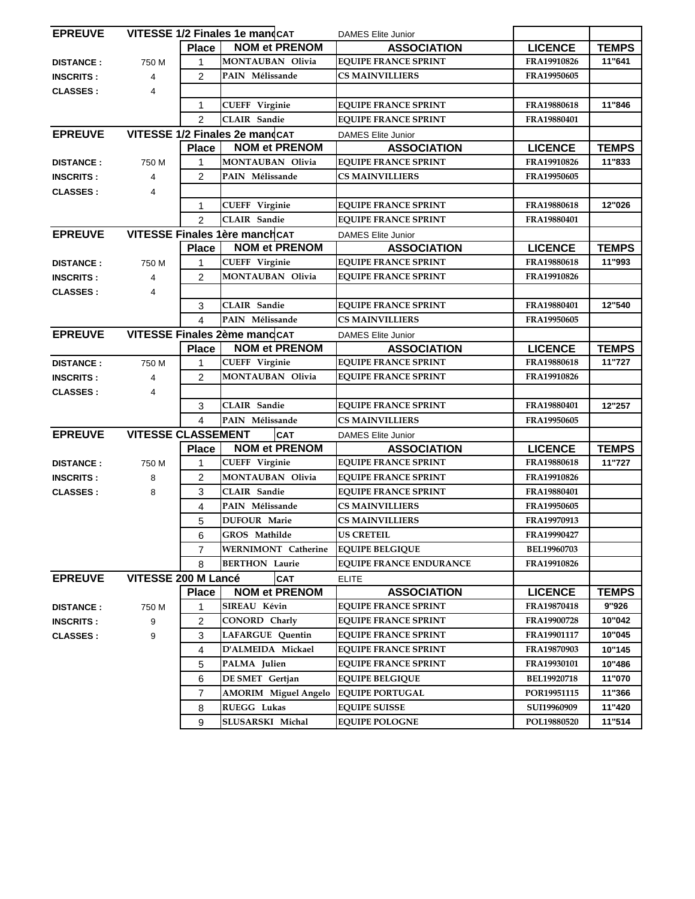| EPREUVE | VITESSE 1/2 Finales 1e manche | CAT | DAMES Elite Junior | | |
|---|---|---|---|---|---|
| | Place | NOM et PRENOM | ASSOCIATION | LICENCE | TEMPS |
| DISTANCE : 750 M | 1 | MONTAUBAN Olivia | EQUIPE FRANCE SPRINT | FRA19910826 | 11"641 |
| INSCRITS : 4 | 2 | PAIN Mélissande | CS MAINVILLIERS | FRA19950605 | |
| CLASSES : 4 | | | | | |
| | 1 | CUEFF Virginie | EQUIPE FRANCE SPRINT | FRA19880618 | 11"846 |
| | 2 | CLAIR Sandie | EQUIPE FRANCE SPRINT | FRA19880401 | |

| EPREUVE | VITESSE 1/2 Finales 2e manche | CAT | DAMES Elite Junior | | |
|---|---|---|---|---|---|
| | Place | NOM et PRENOM | ASSOCIATION | LICENCE | TEMPS |
| DISTANCE : 750 M | 1 | MONTAUBAN Olivia | EQUIPE FRANCE SPRINT | FRA19910826 | 11"833 |
| INSCRITS : 4 | 2 | PAIN Mélissande | CS MAINVILLIERS | FRA19950605 | |
| CLASSES : 4 | | | | | |
| | 1 | CUEFF Virginie | EQUIPE FRANCE SPRINT | FRA19880618 | 12"026 |
| | 2 | CLAIR Sandie | EQUIPE FRANCE SPRINT | FRA19880401 | |

| EPREUVE | VITESSE Finales 1ère manche | CAT | DAMES Elite Junior | | |
|---|---|---|---|---|---|
| | Place | NOM et PRENOM | ASSOCIATION | LICENCE | TEMPS |
| DISTANCE : 750 M | 1 | CUEFF Virginie | EQUIPE FRANCE SPRINT | FRA19880618 | 11"993 |
| INSCRITS : 4 | 2 | MONTAUBAN Olivia | EQUIPE FRANCE SPRINT | FRA19910826 | |
| CLASSES : 4 | | | | | |
| | 3 | CLAIR Sandie | EQUIPE FRANCE SPRINT | FRA19880401 | 12"540 |
| | 4 | PAIN Mélissande | CS MAINVILLIERS | FRA19950605 | |

| EPREUVE | VITESSE Finales 2ème manche | CAT | DAMES Elite Junior | | |
|---|---|---|---|---|---|
| | Place | NOM et PRENOM | ASSOCIATION | LICENCE | TEMPS |
| DISTANCE : 750 M | 1 | CUEFF Virginie | EQUIPE FRANCE SPRINT | FRA19880618 | 11"727 |
| INSCRITS : 4 | 2 | MONTAUBAN Olivia | EQUIPE FRANCE SPRINT | FRA19910826 | |
| CLASSES : 4 | | | | | |
| | 3 | CLAIR Sandie | EQUIPE FRANCE SPRINT | FRA19880401 | 12"257 |
| | 4 | PAIN Mélissande | CS MAINVILLIERS | FRA19950605 | |

| EPREUVE | VITESSE CLASSEMENT | CAT | DAMES Elite Junior | | |
|---|---|---|---|---|---|
| | Place | NOM et PRENOM | ASSOCIATION | LICENCE | TEMPS |
| DISTANCE : 750 M | 1 | CUEFF Virginie | EQUIPE FRANCE SPRINT | FRA19880618 | 11"727 |
| INSCRITS : 8 | 2 | MONTAUBAN Olivia | EQUIPE FRANCE SPRINT | FRA19910826 | |
| CLASSES : 8 | 3 | CLAIR Sandie | EQUIPE FRANCE SPRINT | FRA19880401 | |
| | 4 | PAIN Mélissande | CS MAINVILLIERS | FRA19950605 | |
| | 5 | DUFOUR Marie | CS MAINVILLIERS | FRA19970913 | |
| | 6 | GROS Mathilde | US CRETEIL | FRA19990427 | |
| | 7 | WERNIMONT Catherine | EQUIPE BELGIQUE | BEL19960703 | |
| | 8 | BERTHON Laurie | EQUIPE FRANCE ENDURANCE | FRA19910826 | |

| EPREUVE | VITESSE 200 M Lancé | CAT | ELITE | | |
|---|---|---|---|---|---|
| | Place | NOM et PRENOM | ASSOCIATION | LICENCE | TEMPS |
| DISTANCE : 750 M | 1 | SIREAU Kévin | EQUIPE FRANCE SPRINT | FRA19870418 | 9"926 |
| INSCRITS : 9 | 2 | CONORD Charly | EQUIPE FRANCE SPRINT | FRA19900728 | 10"042 |
| CLASSES : 9 | 3 | LAFARGUE Quentin | EQUIPE FRANCE SPRINT | FRA19901117 | 10"045 |
| | 4 | D'ALMEIDA Mickael | EQUIPE FRANCE SPRINT | FRA19870903 | 10"145 |
| | 5 | PALMA Julien | EQUIPE FRANCE SPRINT | FRA19930101 | 10"486 |
| | 6 | DE SMET Gertjan | EQUIPE BELGIQUE | BEL19920718 | 11"070 |
| | 7 | AMORIM Miguel Angelo | EQUIPE PORTUGAL | POR19951115 | 11"366 |
| | 8 | RUEGG Lukas | EQUIPE SUISSE | SUI19960909 | 11"420 |
| | 9 | SLUSARSKI Michal | EQUIPE POLOGNE | POL19880520 | 11"514 |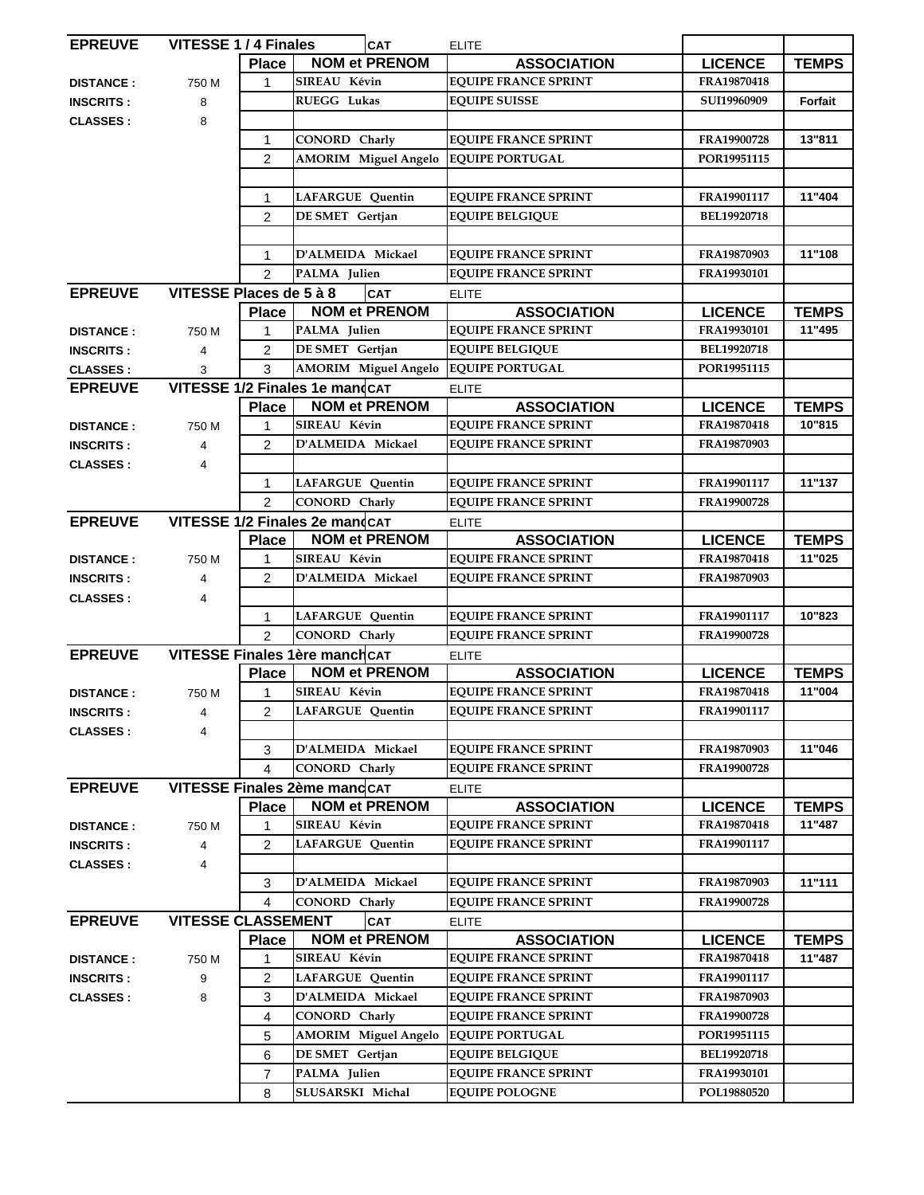| EPREUVE | VITESSE 1 / 4 Finales | | CAT | ELITE | | |
|---|---|---|---|---|---|---|
| | | Place | NOM et PRENOM | ASSOCIATION | LICENCE | TEMPS |
| DISTANCE : | 750 M | 1 | SIREAU Kévin | EQUIPE FRANCE SPRINT | FRA19870418 | |
| INSCRITS : | 8 | | RUEGG Lukas | EQUIPE SUISSE | SUI19960909 | Forfait |
| CLASSES : | 8 | | | | | |
| | | 1 | CONORD Charly | EQUIPE FRANCE SPRINT | FRA19900728 | 13"811 |
| | | 2 | AMORIM Miguel Angelo | EQUIPE PORTUGAL | POR19951115 | |
| | | | | | | |
| | | 1 | LAFARGUE Quentin | EQUIPE FRANCE SPRINT | FRA19901117 | 11"404 |
| | | 2 | DE SMET Gertjan | EQUIPE BELGIQUE | BEL19920718 | |
| | | | | | | |
| | | 1 | D'ALMEIDA Mickael | EQUIPE FRANCE SPRINT | FRA19870903 | 11"108 |
| | | 2 | PALMA Julien | EQUIPE FRANCE SPRINT | FRA19930101 | |
| EPREUVE | VITESSE Places de 5 à 8 | | CAT | ELITE | | |
| | | Place | NOM et PRENOM | ASSOCIATION | LICENCE | TEMPS |
| DISTANCE : | 750 M | 1 | PALMA Julien | EQUIPE FRANCE SPRINT | FRA19930101 | 11"495 |
| INSCRITS : | 4 | 2 | DE SMET Gertjan | EQUIPE BELGIQUE | BEL19920718 | |
| CLASSES : | 3 | 3 | AMORIM Miguel Angelo | EQUIPE PORTUGAL | POR19951115 | |
| EPREUVE | VITESSE 1/2 Finales 1e manche | | CAT | ELITE | | |
| | | Place | NOM et PRENOM | ASSOCIATION | LICENCE | TEMPS |
| DISTANCE : | 750 M | 1 | SIREAU Kévin | EQUIPE FRANCE SPRINT | FRA19870418 | 10"815 |
| INSCRITS : | 4 | 2 | D'ALMEIDA Mickael | EQUIPE FRANCE SPRINT | FRA19870903 | |
| CLASSES : | 4 | | | | | |
| | | 1 | LAFARGUE Quentin | EQUIPE FRANCE SPRINT | FRA19901117 | 11"137 |
| | | 2 | CONORD Charly | EQUIPE FRANCE SPRINT | FRA19900728 | |
| EPREUVE | VITESSE 1/2 Finales 2e manche | | CAT | ELITE | | |
| | | Place | NOM et PRENOM | ASSOCIATION | LICENCE | TEMPS |
| DISTANCE : | 750 M | 1 | SIREAU Kévin | EQUIPE FRANCE SPRINT | FRA19870418 | 11"025 |
| INSCRITS : | 4 | 2 | D'ALMEIDA Mickael | EQUIPE FRANCE SPRINT | FRA19870903 | |
| CLASSES : | 4 | | | | | |
| | | 1 | LAFARGUE Quentin | EQUIPE FRANCE SPRINT | FRA19901117 | 10"823 |
| | | 2 | CONORD Charly | EQUIPE FRANCE SPRINT | FRA19900728 | |
| EPREUVE | VITESSE Finales 1ère manche | | CAT | ELITE | | |
| | | Place | NOM et PRENOM | ASSOCIATION | LICENCE | TEMPS |
| DISTANCE : | 750 M | 1 | SIREAU Kévin | EQUIPE FRANCE SPRINT | FRA19870418 | 11"004 |
| INSCRITS : | 4 | 2 | LAFARGUE Quentin | EQUIPE FRANCE SPRINT | FRA19901117 | |
| CLASSES : | 4 | | | | | |
| | | 3 | D'ALMEIDA Mickael | EQUIPE FRANCE SPRINT | FRA19870903 | 11"046 |
| | | 4 | CONORD Charly | EQUIPE FRANCE SPRINT | FRA19900728 | |
| EPREUVE | VITESSE Finales 2ème manche | | CAT | ELITE | | |
| | | Place | NOM et PRENOM | ASSOCIATION | LICENCE | TEMPS |
| DISTANCE : | 750 M | 1 | SIREAU Kévin | EQUIPE FRANCE SPRINT | FRA19870418 | 11"487 |
| INSCRITS : | 4 | 2 | LAFARGUE Quentin | EQUIPE FRANCE SPRINT | FRA19901117 | |
| CLASSES : | 4 | | | | | |
| | | 3 | D'ALMEIDA Mickael | EQUIPE FRANCE SPRINT | FRA19870903 | 11"111 |
| | | 4 | CONORD Charly | EQUIPE FRANCE SPRINT | FRA19900728 | |
| EPREUVE | VITESSE CLASSEMENT | | CAT | ELITE | | |
| | | Place | NOM et PRENOM | ASSOCIATION | LICENCE | TEMPS |
| DISTANCE : | 750 M | 1 | SIREAU Kévin | EQUIPE FRANCE SPRINT | FRA19870418 | 11"487 |
| INSCRITS : | 9 | 2 | LAFARGUE Quentin | EQUIPE FRANCE SPRINT | FRA19901117 | |
| CLASSES : | 8 | 3 | D'ALMEIDA Mickael | EQUIPE FRANCE SPRINT | FRA19870903 | |
| | | 4 | CONORD Charly | EQUIPE FRANCE SPRINT | FRA19900728 | |
| | | 5 | AMORIM Miguel Angelo | EQUIPE PORTUGAL | POR19951115 | |
| | | 6 | DE SMET Gertjan | EQUIPE BELGIQUE | BEL19920718 | |
| | | 7 | PALMA Julien | EQUIPE FRANCE SPRINT | FRA19930101 | |
| | | 8 | SLUSARSKI Michal | EQUIPE POLOGNE | POL19880520 | |